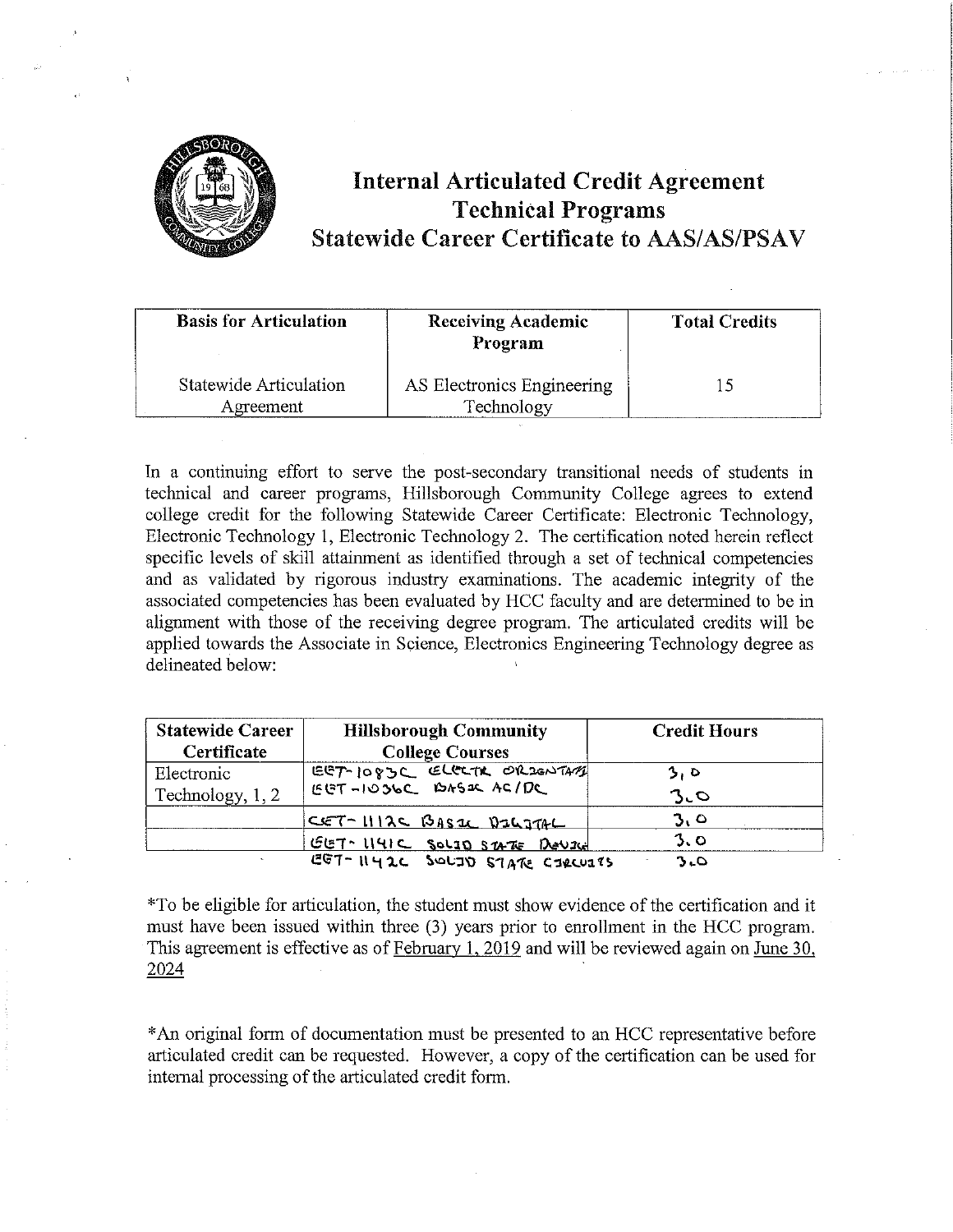# Internal Articulated Credit Agreement
## Technical Programs
## Statewide Career Certificate to AAS/AS/PSAV

| Basis for Articulation | Receiving Academic Program | Total Credits |
|---|---|---|
| Statewide Articulation Agreement | AS Electronics Engineering Technology | 15 |

In a continuing effort to serve the post-secondary transitional needs of students in technical and career programs, Hillsborough Community College agrees to extend college credit for the following Statewide Career Certificate: Electronic Technology, Electronic Technology 1, Electronic Technology 2. The certification noted herein reflect specific levels of skill attainment as identified through a set of technical competencies and as validated by rigorous industry examinations. The academic integrity of the associated competencies has been evaluated by HCC faculty and are determined to be in alignment with those of the receiving degree program. The articulated credits will be applied towards the Associate in Science, Electronics Engineering Technology degree as delineated below:

| Statewide Career Certificate | Hillsborough Community College Courses | Credit Hours |
|---|---|---|
| Electronic Technology, 1, 2 | EET-1083C ELECTR ORIENTATN | 3.0 |
| | EET-1036C BASIC AC/DC | 3.0 |
| | CET-1112C BASIC DIGITAL | 3.0 |
| | EET-1141C SOLID STATE DEVICE | 3.0 |
| | EET-1142C SOLID STATE CIRCUITS | 3.0 |

*To be eligible for articulation, the student must show evidence of the certification and it must have been issued within three (3) years prior to enrollment in the HCC program. This agreement is effective as of February 1, 2019 and will be reviewed again on June 30, 2024

*An original form of documentation must be presented to an HCC representative before articulated credit can be requested. However, a copy of the certification can be used for internal processing of the articulated credit form.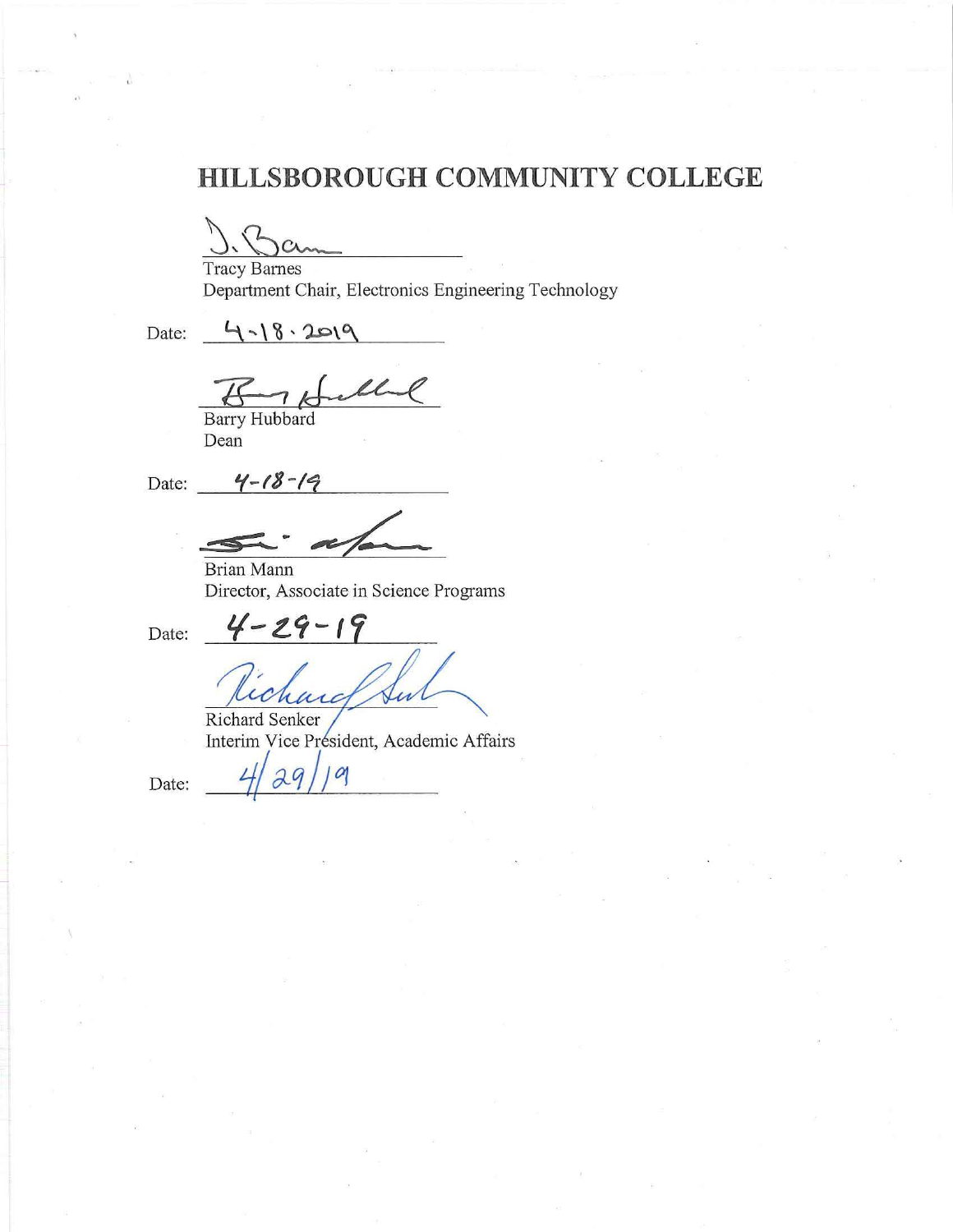# HILLSBOROUGH COMMUNITY COLLEGE

Tracy Barnes
Department Chair, Electronics Engineering Technology

Date: 4-18-2019

Barry Hubbard
Dean

Date: 4-18-19

Brian Mann
Director, Associate in Science Programs

Date: 4-29-19

Richard Senker
Interim Vice President, Academic Affairs

Date: 4/29/19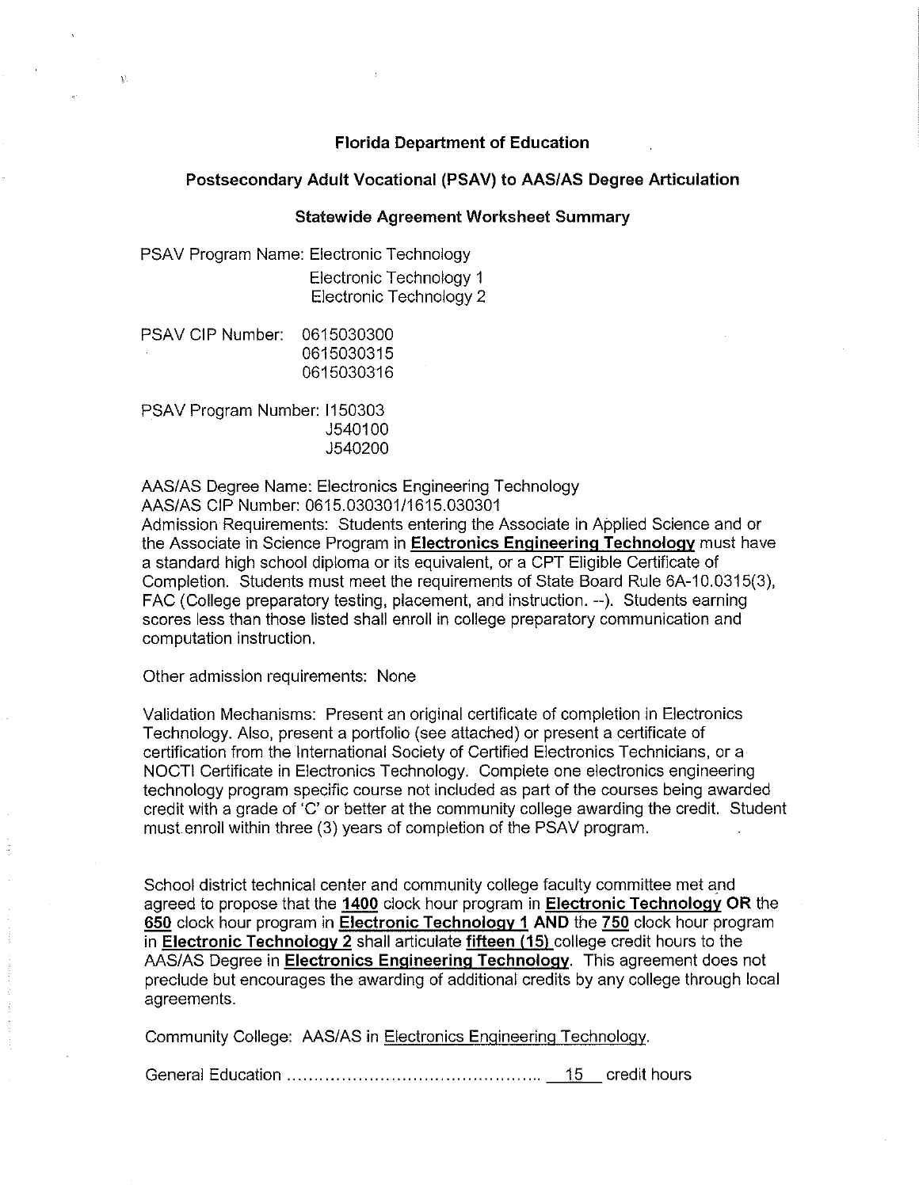**Florida Department of Education**

**Postsecondary Adult Vocational (PSAV) to AAS/AS Degree Articulation**

**Statewide Agreement Worksheet Summary**

PSAV Program Name: Electronic Technology
Electronic Technology 1
Electronic Technology 2

PSAV CIP Number: 0615030300
0615030315
0615030316

PSAV Program Number: I150303
J540100
J540200

AAS/AS Degree Name: Electronics Engineering Technology
AAS/AS CIP Number: 0615.030301/1615.030301
Admission Requirements: Students entering the Associate in Applied Science and or the Associate in Science Program in **Electronics Engineering Technology** must have a standard high school diploma or its equivalent, or a CPT Eligible Certificate of Completion. Students must meet the requirements of State Board Rule 6A-10.0315(3), FAC (College preparatory testing, placement, and instruction. --). Students earning scores less than those listed shall enroll in college preparatory communication and computation instruction.

Other admission requirements: None

Validation Mechanisms: Present an original certificate of completion in Electronics Technology. Also, present a portfolio (see attached) or present a certificate of certification from the International Society of Certified Electronics Technicians, or a NOCTI Certificate in Electronics Technology. Complete one electronics engineering technology program specific course not included as part of the courses being awarded credit with a grade of 'C' or better at the community college awarding the credit. Student must enroll within three (3) years of completion of the PSAV program.

School district technical center and community college faculty committee met and agreed to propose that the **1400** clock hour program in **Electronic Technology OR** the **650** clock hour program in **Electronic Technology 1 AND** the **750** clock hour program in **Electronic Technology 2** shall articulate **fifteen (15)** college credit hours to the AAS/AS Degree in **Electronics Engineering Technology**. This agreement does not preclude but encourages the awarding of additional credits by any college through local agreements.

Community College: AAS/AS in Electronics Engineering Technology.

General Education .............................................. 15 credit hours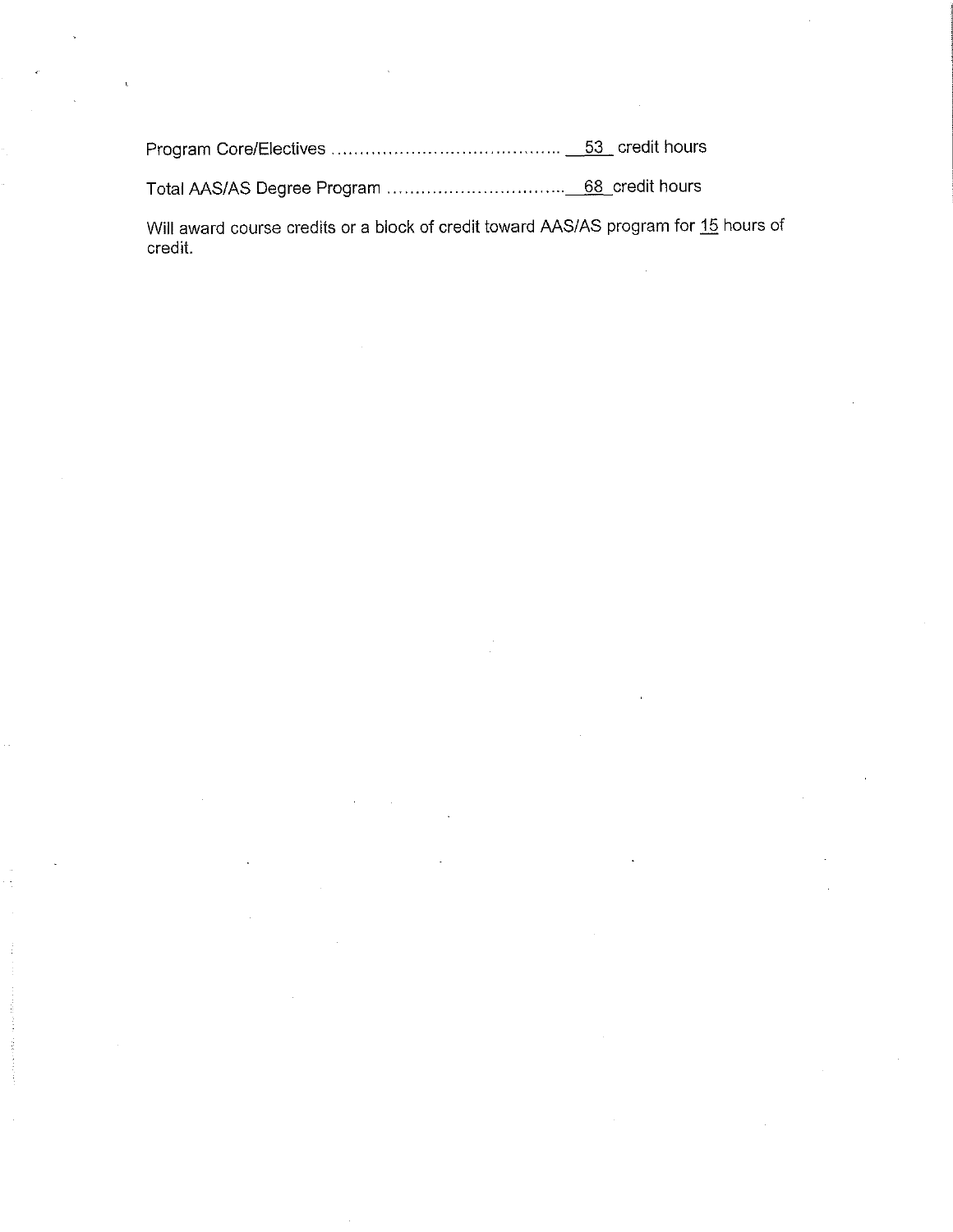Program Core/Electives ........................................ 53 credit hours

Total AAS/AS Degree Program ................................ 68 credit hours

Will award course credits or a block of credit toward AAS/AS program for 15 hours of credit.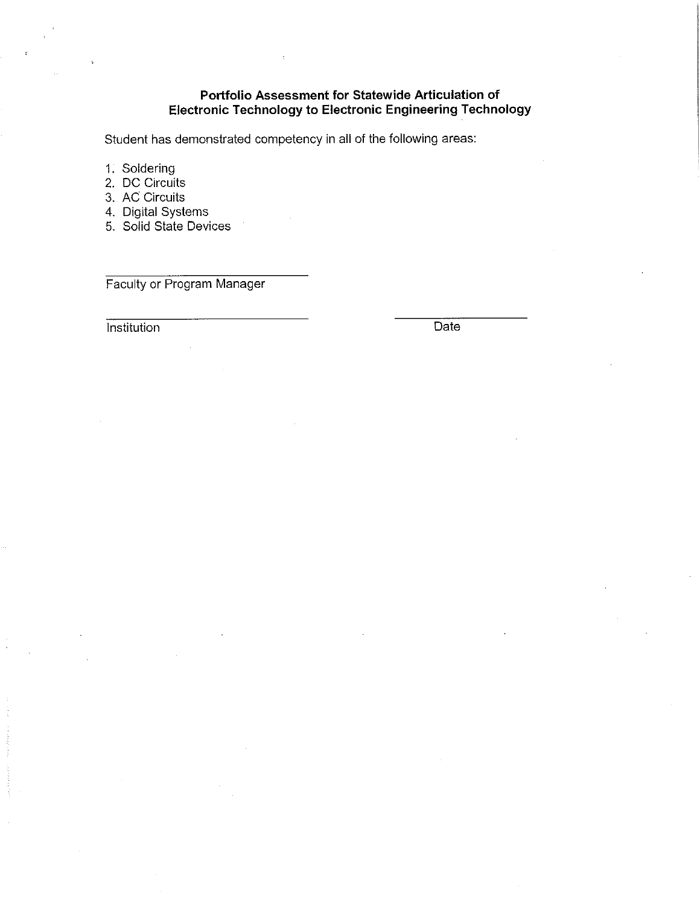## Portfolio Assessment for Statewide Articulation of Electronic Technology to Electronic Engineering Technology

Student has demonstrated competency in all of the following areas:

1. Soldering
2. DC Circuits
3. AC Circuits
4. Digital Systems
5. Solid State Devices

\_\_\_\_\_\_\_\_\_\_\_\_\_\_\_\_\_\_\_\_\_\_\_\_\_\_\_\_\_\_

Faculty or Program Manager

\_\_\_\_\_\_\_\_\_\_\_\_\_\_\_\_\_\_\_\_\_\_\_\_\_\_\_\_\_\_ \_\_\_\_\_\_\_\_\_\_\_\_\_\_\_\_\_\_\_\_

Institution Date